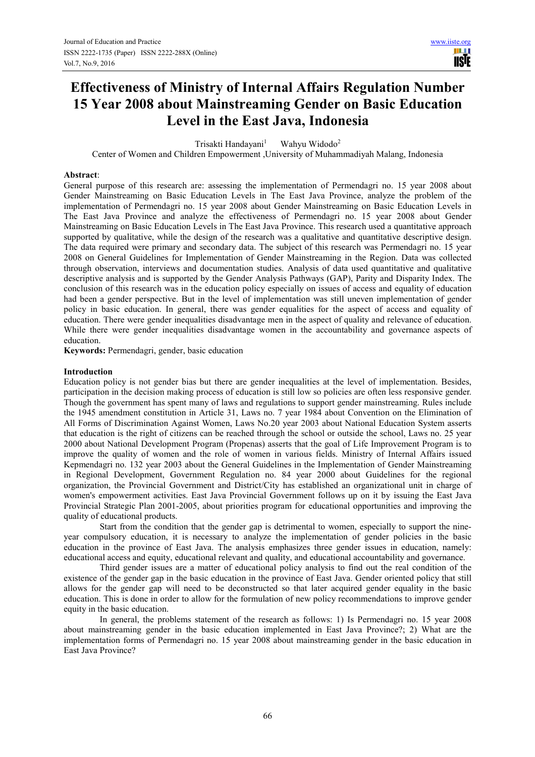# Effectiveness of Ministry of Internal Affairs Regulation Number 15 Year 2008 about Mainstreaming Gender on Basic Education Level in the East Java, Indonesia

Trisakti Handayani[1] Wahyu Widodo[2]

Center of Women and Children Empowerment ,University of Muhammadiyah Malang, Indonesia

**Abstract**:

General purpose of this research are: assessing the implementation of Permendagri no. 15 year 2008 about Gender Mainstreaming on Basic Education Levels in The East Java Province, analyze the problem of the implementation of Permendagri no. 15 year 2008 about Gender Mainstreaming on Basic Education Levels in The East Java Province and analyze the effectiveness of Permendagri no. 15 year 2008 about Gender Mainstreaming on Basic Education Levels in The East Java Province. This research used a quantitative approach supported by qualitative, while the design of the research was a qualitative and quantitative descriptive design. The data required were primary and secondary data. The subject of this research was Permendagri no. 15 year 2008 on General Guidelines for Implementation of Gender Mainstreaming in the Region. Data was collected through observation, interviews and documentation studies. Analysis of data used quantitative and qualitative descriptive analysis and is supported by the Gender Analysis Pathways (GAP), Parity and Disparity Index. The conclusion of this research was in the education policy especially on issues of access and equality of education had been a gender perspective. But in the level of implementation was still uneven implementation of gender policy in basic education. In general, there was gender equalities for the aspect of access and equality of education. There were gender inequalities disadvantage men in the aspect of quality and relevance of education. While there were gender inequalities disadvantage women in the accountability and governance aspects of education.

**Keywords:** Permendagri, gender, basic education

## Introduction

Education policy is not gender bias but there are gender inequalities at the level of implementation. Besides, participation in the decision making process of education is still low so policies are often less responsive gender. Though the government has spent many of laws and regulations to support gender mainstreaming. Rules include the 1945 amendment constitution in Article 31, Laws no. 7 year 1984 about Convention on the Elimination of All Forms of Discrimination Against Women, Laws No.20 year 2003 about National Education System asserts that education is the right of citizens can be reached through the school or outside the school, Laws no. 25 year 2000 about National Development Program (Propenas) asserts that the goal of Life Improvement Program is to improve the quality of women and the role of women in various fields. Ministry of Internal Affairs issued Kepmendagri no. 132 year 2003 about the General Guidelines in the Implementation of Gender Mainstreaming in Regional Development, Government Regulation no. 84 year 2000 about Guidelines for the regional organization, the Provincial Government and District/City has established an organizational unit in charge of women's empowerment activities. East Java Provincial Government follows up on it by issuing the East Java Provincial Strategic Plan 2001-2005, about priorities program for educational opportunities and improving the quality of educational products.

Start from the condition that the gender gap is detrimental to women, especially to support the nine-year compulsory education, it is necessary to analyze the implementation of gender policies in the basic education in the province of East Java. The analysis emphasizes three gender issues in education, namely: educational access and equity, educational relevant and quality, and educational accountability and governance.

Third gender issues are a matter of educational policy analysis to find out the real condition of the existence of the gender gap in the basic education in the province of East Java. Gender oriented policy that still allows for the gender gap will need to be deconstructed so that later acquired gender equality in the basic education. This is done in order to allow for the formulation of new policy recommendations to improve gender equity in the basic education.

In general, the problems statement of the research as follows: 1) Is Permendagri no. 15 year 2008 about mainstreaming gender in the basic education implemented in East Java Province?; 2) What are the implementation forms of Permendagri no. 15 year 2008 about mainstreaming gender in the basic education in East Java Province?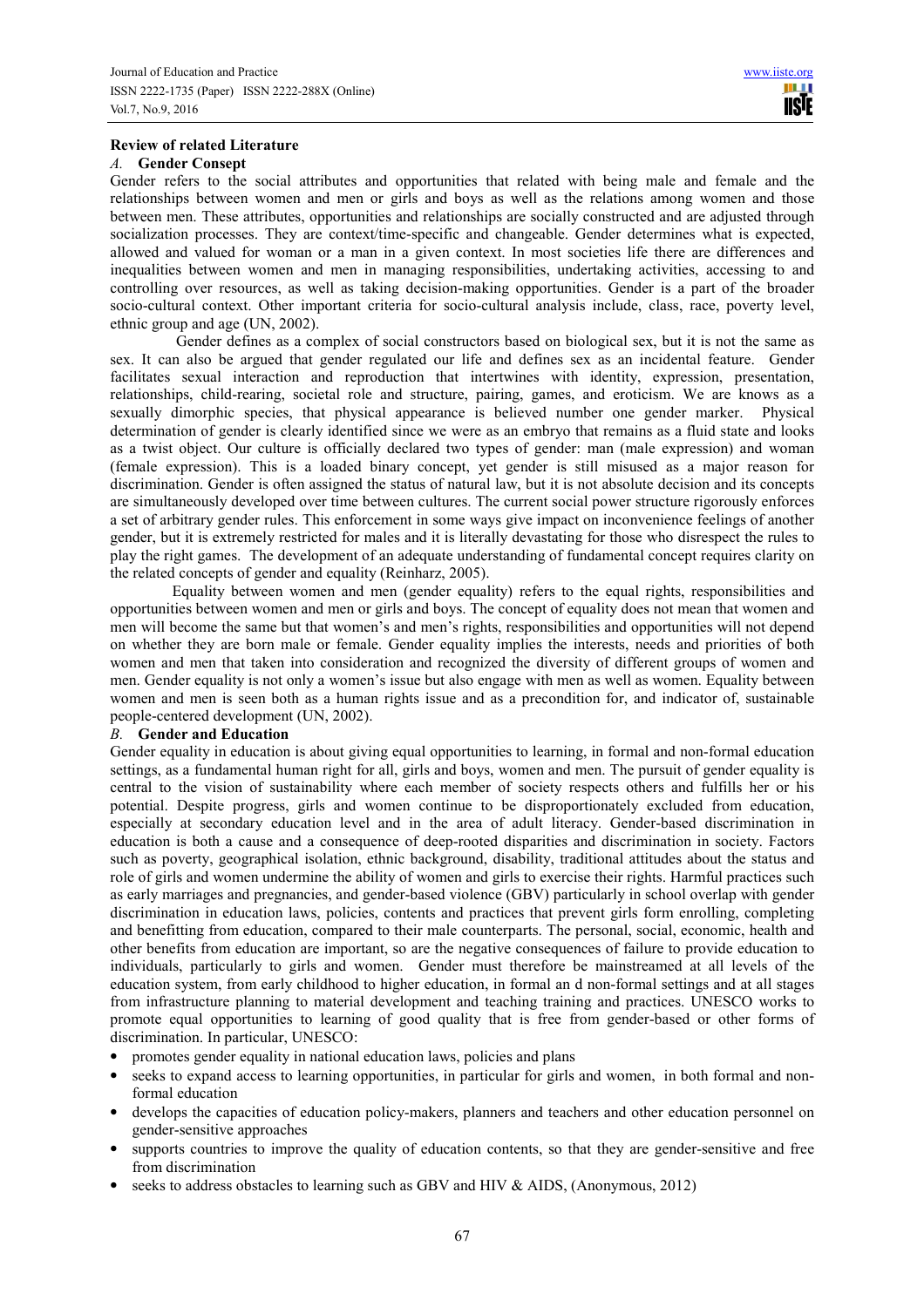## Review of related Literature

### *A.* Gender Consept

Gender refers to the social attributes and opportunities that related with being male and female and the relationships between women and men or girls and boys as well as the relations among women and those between men. These attributes, opportunities and relationships are socially constructed and are adjusted through socialization processes. They are context/time-specific and changeable. Gender determines what is expected, allowed and valued for woman or a man in a given context. In most societies life there are differences and inequalities between women and men in managing responsibilities, undertaking activities, accessing to and controlling over resources, as well as taking decision-making opportunities. Gender is a part of the broader socio-cultural context. Other important criteria for socio-cultural analysis include, class, race, poverty level, ethnic group and age (UN, 2002).

Gender defines as a complex of social constructors based on biological sex, but it is not the same as sex. It can also be argued that gender regulated our life and defines sex as an incidental feature. Gender facilitates sexual interaction and reproduction that intertwines with identity, expression, presentation, relationships, child-rearing, societal role and structure, pairing, games, and eroticism. We are knows as a sexually dimorphic species, that physical appearance is believed number one gender marker. Physical determination of gender is clearly identified since we were as an embryo that remains as a fluid state and looks as a twist object. Our culture is officially declared two types of gender: man (male expression) and woman (female expression). This is a loaded binary concept, yet gender is still misused as a major reason for discrimination. Gender is often assigned the status of natural law, but it is not absolute decision and its concepts are simultaneously developed over time between cultures. The current social power structure rigorously enforces a set of arbitrary gender rules. This enforcement in some ways give impact on inconvenience feelings of another gender, but it is extremely restricted for males and it is literally devastating for those who disrespect the rules to play the right games. The development of an adequate understanding of fundamental concept requires clarity on the related concepts of gender and equality (Reinharz, 2005).

Equality between women and men (gender equality) refers to the equal rights, responsibilities and opportunities between women and men or girls and boys. The concept of equality does not mean that women and men will become the same but that women's and men's rights, responsibilities and opportunities will not depend on whether they are born male or female. Gender equality implies the interests, needs and priorities of both women and men that taken into consideration and recognized the diversity of different groups of women and men. Gender equality is not only a women's issue but also engage with men as well as women. Equality between women and men is seen both as a human rights issue and as a precondition for, and indicator of, sustainable people-centered development (UN, 2002).

### *B.* Gender and Education

Gender equality in education is about giving equal opportunities to learning, in formal and non-formal education settings, as a fundamental human right for all, girls and boys, women and men. The pursuit of gender equality is central to the vision of sustainability where each member of society respects others and fulfills her or his potential. Despite progress, girls and women continue to be disproportionately excluded from education, especially at secondary education level and in the area of adult literacy. Gender-based discrimination in education is both a cause and a consequence of deep-rooted disparities and discrimination in society. Factors such as poverty, geographical isolation, ethnic background, disability, traditional attitudes about the status and role of girls and women undermine the ability of women and girls to exercise their rights. Harmful practices such as early marriages and pregnancies, and gender-based violence (GBV) particularly in school overlap with gender discrimination in education laws, policies, contents and practices that prevent girls form enrolling, completing and benefitting from education, compared to their male counterparts. The personal, social, economic, health and other benefits from education are important, so are the negative consequences of failure to provide education to individuals, particularly to girls and women. Gender must therefore be mainstreamed at all levels of the education system, from early childhood to higher education, in formal an d non-formal settings and at all stages from infrastructure planning to material development and teaching training and practices. UNESCO works to promote equal opportunities to learning of good quality that is free from gender-based or other forms of discrimination. In particular, UNESCO:

- promotes gender equality in national education laws, policies and plans
- seeks to expand access to learning opportunities, in particular for girls and women, in both formal and non-formal education
- develops the capacities of education policy-makers, planners and teachers and other education personnel on gender-sensitive approaches
- supports countries to improve the quality of education contents, so that they are gender-sensitive and free from discrimination
- seeks to address obstacles to learning such as GBV and HIV & AIDS, (Anonymous, 2012)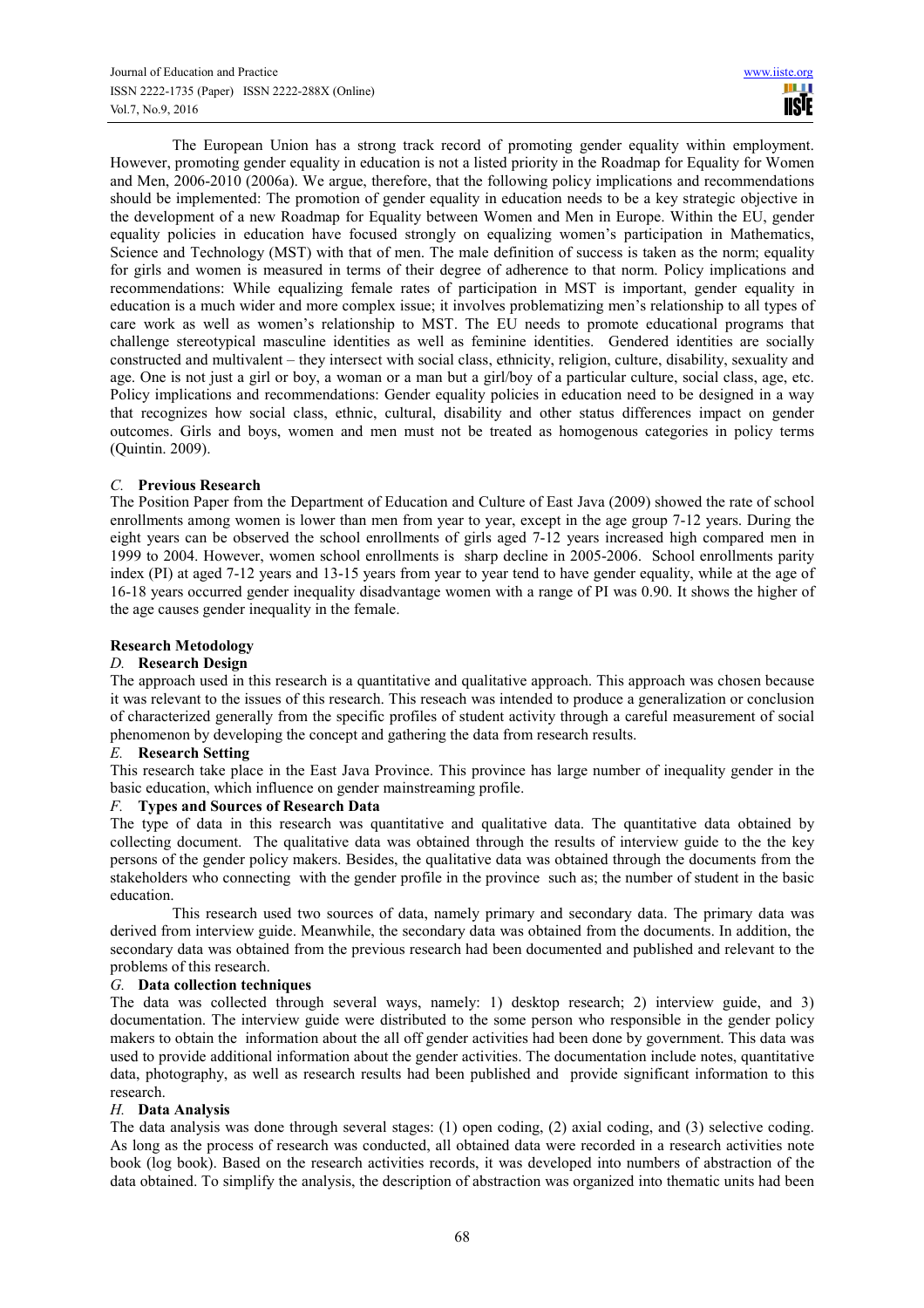The European Union has a strong track record of promoting gender equality within employment. However, promoting gender equality in education is not a listed priority in the Roadmap for Equality for Women and Men, 2006-2010 (2006a). We argue, therefore, that the following policy implications and recommendations should be implemented: The promotion of gender equality in education needs to be a key strategic objective in the development of a new Roadmap for Equality between Women and Men in Europe. Within the EU, gender equality policies in education have focused strongly on equalizing women's participation in Mathematics, Science and Technology (MST) with that of men. The male definition of success is taken as the norm; equality for girls and women is measured in terms of their degree of adherence to that norm. Policy implications and recommendations: While equalizing female rates of participation in MST is important, gender equality in education is a much wider and more complex issue; it involves problematizing men's relationship to all types of care work as well as women's relationship to MST. The EU needs to promote educational programs that challenge stereotypical masculine identities as well as feminine identities. Gendered identities are socially constructed and multivalent – they intersect with social class, ethnicity, religion, culture, disability, sexuality and age. One is not just a girl or boy, a woman or a man but a girl/boy of a particular culture, social class, age, etc. Policy implications and recommendations: Gender equality policies in education need to be designed in a way that recognizes how social class, ethnic, cultural, disability and other status differences impact on gender outcomes. Girls and boys, women and men must not be treated as homogenous categories in policy terms (Quintin. 2009).

### *C.* Previous Research

The Position Paper from the Department of Education and Culture of East Java (2009) showed the rate of school enrollments among women is lower than men from year to year, except in the age group 7-12 years. During the eight years can be observed the school enrollments of girls aged 7-12 years increased high compared men in 1999 to 2004. However, women school enrollments is sharp decline in 2005-2006. School enrollments parity index (PI) at aged 7-12 years and 13-15 years from year to year tend to have gender equality, while at the age of 16-18 years occurred gender inequality disadvantage women with a range of PI was 0.90. It shows the higher of the age causes gender inequality in the female.

## Research Metodology

### *D.* Research Design

The approach used in this research is a quantitative and qualitative approach. This approach was chosen because it was relevant to the issues of this research. This reseach was intended to produce a generalization or conclusion of characterized generally from the specific profiles of student activity through a careful measurement of social phenomenon by developing the concept and gathering the data from research results.

### *E.* Research Setting

This research take place in the East Java Province. This province has large number of inequality gender in the basic education, which influence on gender mainstreaming profile.

### *F.* Types and Sources of Research Data

The type of data in this research was quantitative and qualitative data. The quantitative data obtained by collecting document. The qualitative data was obtained through the results of interview guide to the the key persons of the gender policy makers. Besides, the qualitative data was obtained through the documents from the stakeholders who connecting with the gender profile in the province such as; the number of student in the basic education.

This research used two sources of data, namely primary and secondary data. The primary data was derived from interview guide. Meanwhile, the secondary data was obtained from the documents. In addition, the secondary data was obtained from the previous research had been documented and published and relevant to the problems of this research.

### *G.* Data collection techniques

The data was collected through several ways, namely: 1) desktop research; 2) interview guide, and 3) documentation. The interview guide were distributed to the some person who responsible in the gender policy makers to obtain the information about the all off gender activities had been done by government. This data was used to provide additional information about the gender activities. The documentation include notes, quantitative data, photography, as well as research results had been published and provide significant information to this research.

### *H.* Data Analysis

The data analysis was done through several stages: (1) open coding, (2) axial coding, and (3) selective coding. As long as the process of research was conducted, all obtained data were recorded in a research activities note book (log book). Based on the research activities records, it was developed into numbers of abstraction of the data obtained. To simplify the analysis, the description of abstraction was organized into thematic units had been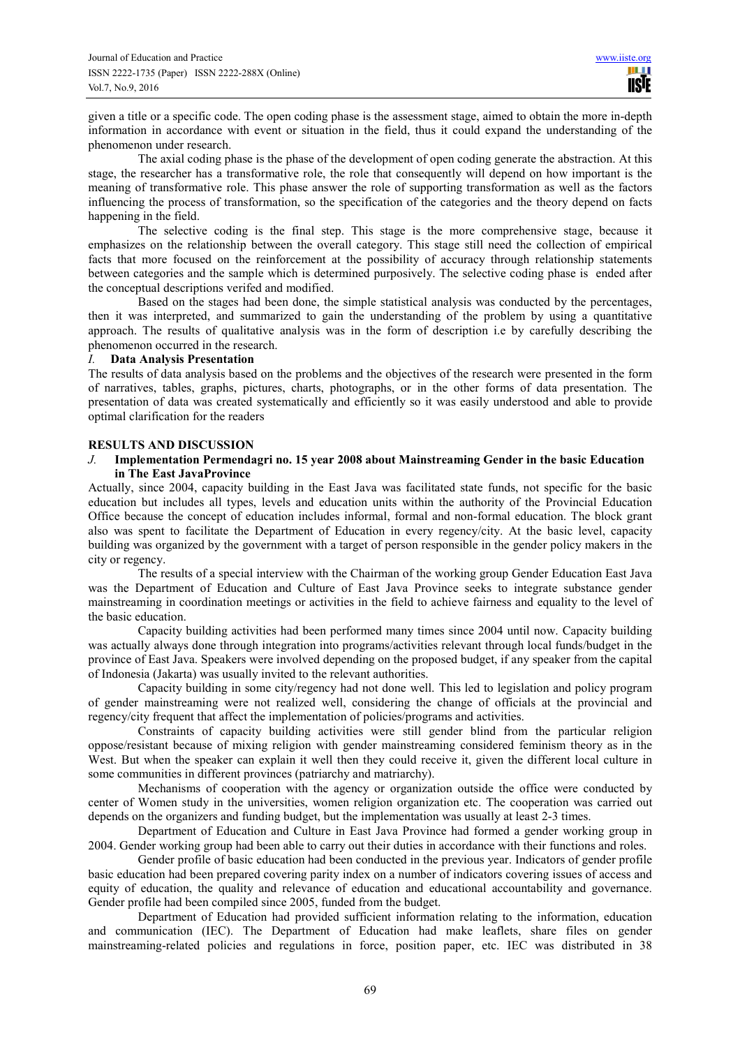given a title or a specific code. The open coding phase is the assessment stage, aimed to obtain the more in-depth information in accordance with event or situation in the field, thus it could expand the understanding of the phenomenon under research.

The axial coding phase is the phase of the development of open coding generate the abstraction. At this stage, the researcher has a transformative role, the role that consequently will depend on how important is the meaning of transformative role. This phase answer the role of supporting transformation as well as the factors influencing the process of transformation, so the specification of the categories and the theory depend on facts happening in the field.

The selective coding is the final step. This stage is the more comprehensive stage, because it emphasizes on the relationship between the overall category. This stage still need the collection of empirical facts that more focused on the reinforcement at the possibility of accuracy through relationship statements between categories and the sample which is determined purposively. The selective coding phase is ended after the conceptual descriptions verifed and modified.

Based on the stages had been done, the simple statistical analysis was conducted by the percentages, then it was interpreted, and summarized to gain the understanding of the problem by using a quantitative approach. The results of qualitative analysis was in the form of description i.e by carefully describing the phenomenon occurred in the research.

### *I.* Data Analysis Presentation

The results of data analysis based on the problems and the objectives of the research were presented in the form of narratives, tables, graphs, pictures, charts, photographs, or in the other forms of data presentation. The presentation of data was created systematically and efficiently so it was easily understood and able to provide optimal clarification for the readers

## RESULTS AND DISCUSSION

### *J.* Implementation Permendagri no. 15 year 2008 about Mainstreaming Gender in the basic Education in The East JavaProvince

Actually, since 2004, capacity building in the East Java was facilitated state funds, not specific for the basic education but includes all types, levels and education units within the authority of the Provincial Education Office because the concept of education includes informal, formal and non-formal education. The block grant also was spent to facilitate the Department of Education in every regency/city. At the basic level, capacity building was organized by the government with a target of person responsible in the gender policy makers in the city or regency.

The results of a special interview with the Chairman of the working group Gender Education East Java was the Department of Education and Culture of East Java Province seeks to integrate substance gender mainstreaming in coordination meetings or activities in the field to achieve fairness and equality to the level of the basic education.

Capacity building activities had been performed many times since 2004 until now. Capacity building was actually always done through integration into programs/activities relevant through local funds/budget in the province of East Java. Speakers were involved depending on the proposed budget, if any speaker from the capital of Indonesia (Jakarta) was usually invited to the relevant authorities.

Capacity building in some city/regency had not done well. This led to legislation and policy program of gender mainstreaming were not realized well, considering the change of officials at the provincial and regency/city frequent that affect the implementation of policies/programs and activities.

Constraints of capacity building activities were still gender blind from the particular religion oppose/resistant because of mixing religion with gender mainstreaming considered feminism theory as in the West. But when the speaker can explain it well then they could receive it, given the different local culture in some communities in different provinces (patriarchy and matriarchy).

Mechanisms of cooperation with the agency or organization outside the office were conducted by center of Women study in the universities, women religion organization etc. The cooperation was carried out depends on the organizers and funding budget, but the implementation was usually at least 2-3 times.

Department of Education and Culture in East Java Province had formed a gender working group in 2004. Gender working group had been able to carry out their duties in accordance with their functions and roles.

Gender profile of basic education had been conducted in the previous year. Indicators of gender profile basic education had been prepared covering parity index on a number of indicators covering issues of access and equity of education, the quality and relevance of education and educational accountability and governance. Gender profile had been compiled since 2005, funded from the budget.

Department of Education had provided sufficient information relating to the information, education and communication (IEC). The Department of Education had make leaflets, share files on gender mainstreaming-related policies and regulations in force, position paper, etc. IEC was distributed in 38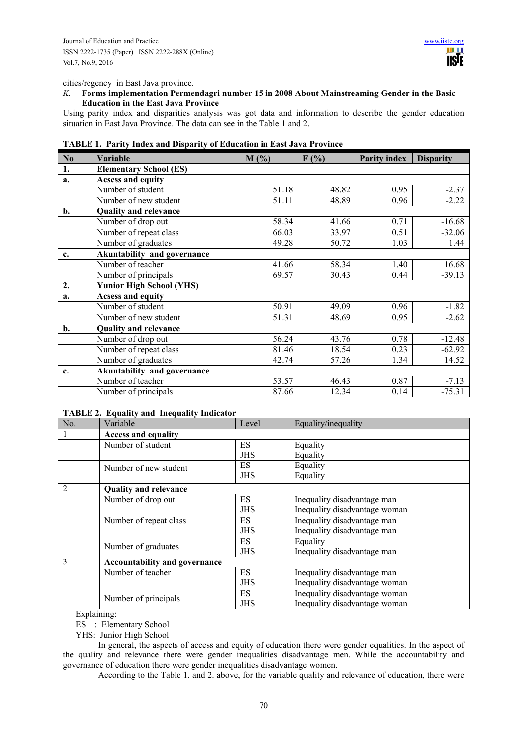cities/regency in East Java province.

### *K.* Forms implementation Permendagri number 15 in 2008 About Mainstreaming Gender in the Basic Education in the East Java Province

Using parity index and disparities analysis was got data and information to describe the gender education situation in East Java Province. The data can see in the Table 1 and 2.

**TABLE 1. Parity Index and Disparity of Education in East Java Province**

| No | Variable | M (%) | F (%) | Parity index | Disparity |
|---|---|---|---|---|---|
| **1.** | **Elementary School (ES)** | | | | |
| **a.** | **Acsess and equity** | | | | |
| | Number of student | 51.18 | 48.82 | 0.95 | -2.37 |
| | Number of new student | 51.11 | 48.89 | 0.96 | -2.22 |
| **b.** | **Quality and relevance** | | | | |
| | Number of drop out | 58.34 | 41.66 | 0.71 | -16.68 |
| | Number of repeat class | 66.03 | 33.97 | 0.51 | -32.06 |
| | Number of graduates | 49.28 | 50.72 | 1.03 | 1.44 |
| **c.** | **Akuntability and governance** | | | | |
| | Number of teacher | 41.66 | 58.34 | 1.40 | 16.68 |
| | Number of principals | 69.57 | 30.43 | 0.44 | -39.13 |
| **2.** | **Yunior High School (YHS)** | | | | |
| **a.** | **Acsess and equity** | | | | |
| | Number of student | 50.91 | 49.09 | 0.96 | -1.82 |
| | Number of new student | 51.31 | 48.69 | 0.95 | -2.62 |
| **b.** | **Quality and relevance** | | | | |
| | Number of drop out | 56.24 | 43.76 | 0.78 | -12.48 |
| | Number of repeat class | 81.46 | 18.54 | 0.23 | -62.92 |
| | Number of graduates | 42.74 | 57.26 | 1.34 | 14.52 |
| **c.** | **Akuntability and governance** | | | | |
| | Number of teacher | 53.57 | 46.43 | 0.87 | -7.13 |
| | Number of principals | 87.66 | 12.34 | 0.14 | -75.31 |

**TABLE 2. Equality and Inequality Indicator**

| No. | Variable | Level | Equality/inequality |
|---|---|---|---|
| 1 | **Access and equality** | | |
| | Number of student | ES | Equality |
| | | JHS | Equality |
| | Number of new student | ES | Equality |
| | | JHS | Equality |
| 2 | **Quality and relevance** | | |
| | Number of drop out | ES | Inequality disadvantage man |
| | | JHS | Inequality disadvantage woman |
| | Number of repeat class | ES | Inequality disadvantage man |
| | | JHS | Inequality disadvantage man |
| | Number of graduates | ES | Equality |
| | | JHS | Inequality disadvantage man |
| 3 | **Accountability and governance** | | |
| | Number of teacher | ES | Inequality disadvantage man |
| | | JHS | Inequality disadvantage woman |
| | Number of principals | ES | Inequality disadvantage woman |
| | | JHS | Inequality disadvantage woman |

Explaining:

ES : Elementary School

YHS: Junior High School

In general, the aspects of access and equity of education there were gender equalities. In the aspect of the quality and relevance there were gender inequalities disadvantage men. While the accountability and governance of education there were gender inequalities disadvantage women.

According to the Table 1. and 2. above, for the variable quality and relevance of education, there were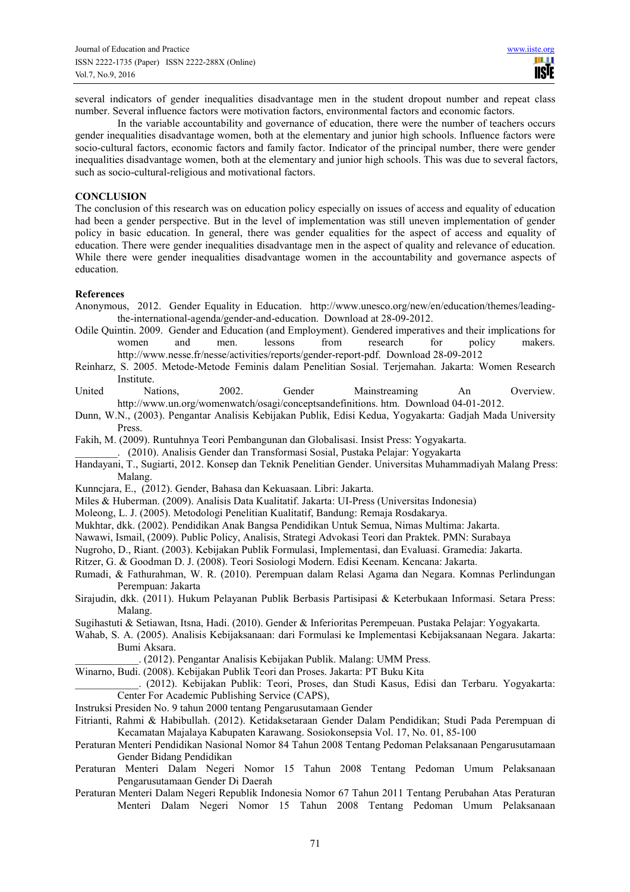several indicators of gender inequalities disadvantage men in the student dropout number and repeat class number. Several influence factors were motivation factors, environmental factors and economic factors.

In the variable accountability and governance of education, there were the number of teachers occurs gender inequalities disadvantage women, both at the elementary and junior high schools. Influence factors were socio-cultural factors, economic factors and family factor. Indicator of the principal number, there were gender inequalities disadvantage women, both at the elementary and junior high schools. This was due to several factors, such as socio-cultural-religious and motivational factors.

## CONCLUSION

The conclusion of this research was on education policy especially on issues of access and equality of education had been a gender perspective. But in the level of implementation was still uneven implementation of gender policy in basic education. In general, there was gender equalities for the aspect of access and equality of education. There were gender inequalities disadvantage men in the aspect of quality and relevance of education. While there were gender inequalities disadvantage women in the accountability and governance aspects of education.

## References

Anonymous, 2012. Gender Equality in Education. http://www.unesco.org/new/en/education/themes/leading-the-international-agenda/gender-and-education. Download at 28-09-2012.

Odile Quintin. 2009. Gender and Education (and Employment). Gendered imperatives and their implications for women and men. lessons from research for policy makers. http://www.nesse.fr/nesse/activities/reports/gender-report-pdf. Download 28-09-2012

Reinharz, S. 2005. Metode-Metode Feminis dalam Penelitian Sosial. Terjemahan. Jakarta: Women Research Institute.

United Nations, 2002. Gender Mainstreaming An Overview. http://www.un.org/womenwatch/osagi/conceptsandefinitions. htm. Download 04-01-2012.

Dunn, W.N., (2003). Pengantar Analisis Kebijakan Publik, Edisi Kedua, Yogyakarta: Gadjah Mada University Press.

Fakih, M. (2009). Runtuhnya Teori Pembangunan dan Globalisasi. Insist Press: Yogyakarta.

________. (2010). Analisis Gender dan Transformasi Sosial, Pustaka Pelajar: Yogyakarta

Handayani, T., Sugiarti, 2012. Konsep dan Teknik Penelitian Gender. Universitas Muhammadiyah Malang Press: Malang.

Kunncjara, E., (2012). Gender, Bahasa dan Kekuasaan. Libri: Jakarta.

Miles & Huberman. (2009). Analisis Data Kualitatif. Jakarta: UI-Press (Universitas Indonesia)

Moleong, L. J. (2005). Metodologi Penelitian Kualitatif, Bandung: Remaja Rosdakarya.

Mukhtar, dkk. (2002). Pendidikan Anak Bangsa Pendidikan Untuk Semua, Nimas Multima: Jakarta.

Nawawi, Ismail, (2009). Public Policy, Analisis, Strategi Advokasi Teori dan Praktek. PMN: Surabaya

Nugroho, D., Riant. (2003). Kebijakan Publik Formulasi, Implementasi, dan Evaluasi. Gramedia: Jakarta.

Ritzer, G. & Goodman D. J. (2008). Teori Sosiologi Modern. Edisi Keenam. Kencana: Jakarta.

Rumadi, & Fathurahman, W. R. (2010). Perempuan dalam Relasi Agama dan Negara. Komnas Perlindungan Perempuan: Jakarta

Sirajudin, dkk. (2011). Hukum Pelayanan Publik Berbasis Partisipasi & Keterbukaan Informasi. Setara Press: Malang.

Sugihastuti & Setiawan, Itsna, Hadi. (2010). Gender & Inferioritas Perempeuan. Pustaka Pelajar: Yogyakarta.

Wahab, S. A. (2005). Analisis Kebijaksanaan: dari Formulasi ke Implementasi Kebijaksanaan Negara. Jakarta: Bumi Aksara.

____________. (2012). Pengantar Analisis Kebijakan Publik. Malang: UMM Press.

Winarno, Budi. (2008). Kebijakan Publik Teori dan Proses. Jakarta: PT Buku Kita

____________. (2012). Kebijakan Publik: Teori, Proses, dan Studi Kasus, Edisi dan Terbaru. Yogyakarta: Center For Academic Publishing Service (CAPS),

Instruksi Presiden No. 9 tahun 2000 tentang Pengarusutamaan Gender

Fitrianti, Rahmi & Habibullah. (2012). Ketidaksetaraan Gender Dalam Pendidikan; Studi Pada Perempuan di Kecamatan Majalaya Kabupaten Karawang. Sosiokonsepsia Vol. 17, No. 01, 85-100

Peraturan Menteri Pendidikan Nasional Nomor 84 Tahun 2008 Tentang Pedoman Pelaksanaan Pengarusutamaan Gender Bidang Pendidikan

Peraturan Menteri Dalam Negeri Nomor 15 Tahun 2008 Tentang Pedoman Umum Pelaksanaan Pengarusutamaan Gender Di Daerah

Peraturan Menteri Dalam Negeri Republik Indonesia Nomor 67 Tahun 2011 Tentang Perubahan Atas Peraturan Menteri Dalam Negeri Nomor 15 Tahun 2008 Tentang Pedoman Umum Pelaksanaan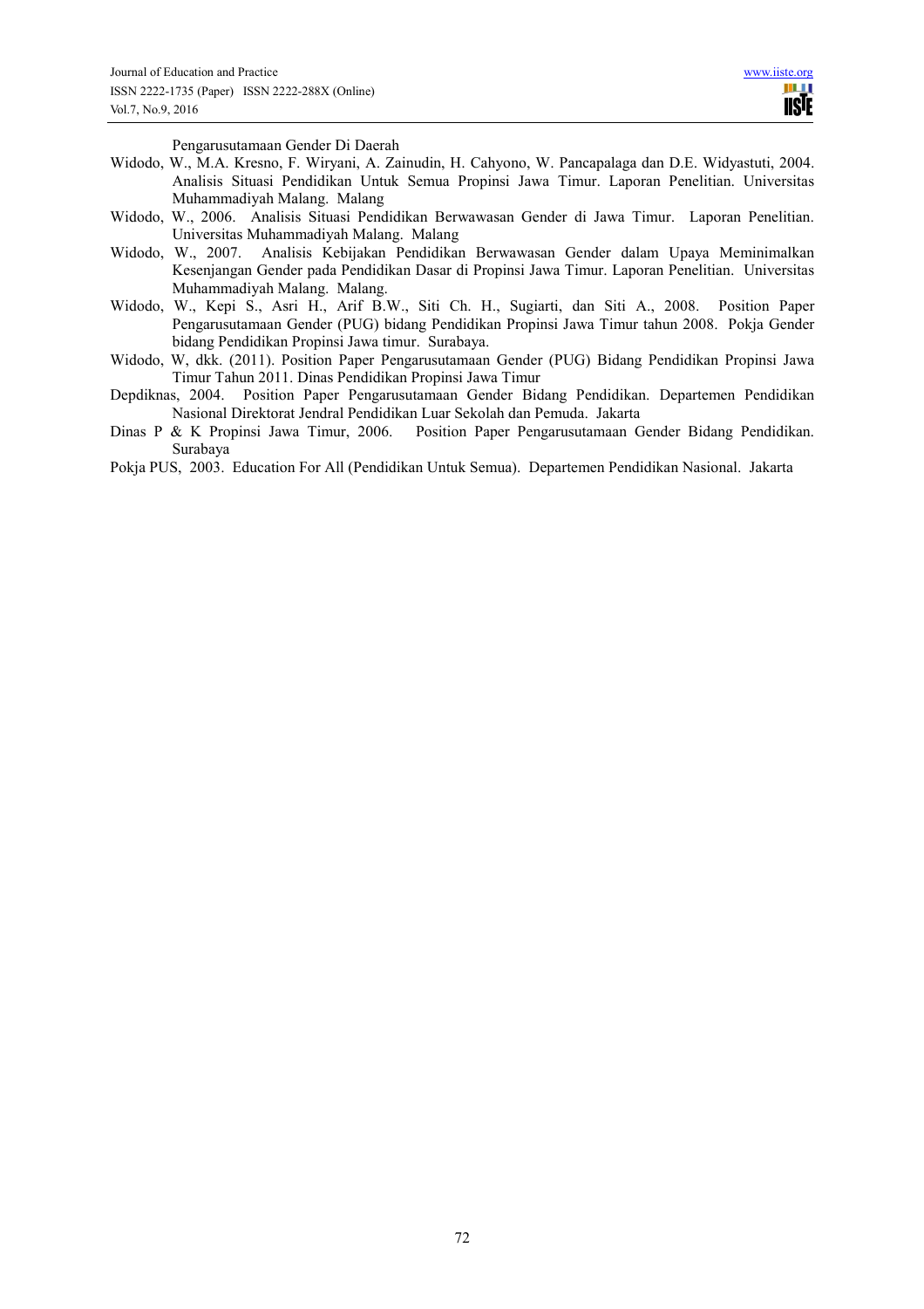Pengarusutamaan Gender Di Daerah

Widodo, W., M.A. Kresno, F. Wiryani, A. Zainudin, H. Cahyono, W. Pancapalaga dan D.E. Widyastuti, 2004. Analisis Situasi Pendidikan Untuk Semua Propinsi Jawa Timur. Laporan Penelitian. Universitas Muhammadiyah Malang. Malang

Widodo, W., 2006. Analisis Situasi Pendidikan Berwawasan Gender di Jawa Timur. Laporan Penelitian. Universitas Muhammadiyah Malang. Malang

Widodo, W., 2007. Analisis Kebijakan Pendidikan Berwawasan Gender dalam Upaya Meminimalkan Kesenjangan Gender pada Pendidikan Dasar di Propinsi Jawa Timur. Laporan Penelitian. Universitas Muhammadiyah Malang. Malang.

Widodo, W., Kepi S., Asri H., Arif B.W., Siti Ch. H., Sugiarti, dan Siti A., 2008. Position Paper Pengarusutamaan Gender (PUG) bidang Pendidikan Propinsi Jawa Timur tahun 2008. Pokja Gender bidang Pendidikan Propinsi Jawa timur. Surabaya.

Widodo, W, dkk. (2011). Position Paper Pengarusutamaan Gender (PUG) Bidang Pendidikan Propinsi Jawa Timur Tahun 2011. Dinas Pendidikan Propinsi Jawa Timur

Depdiknas, 2004. Position Paper Pengarusutamaan Gender Bidang Pendidikan. Departemen Pendidikan Nasional Direktorat Jendral Pendidikan Luar Sekolah dan Pemuda. Jakarta

Dinas P & K Propinsi Jawa Timur, 2006. Position Paper Pengarusutamaan Gender Bidang Pendidikan. Surabaya

Pokja PUS, 2003. Education For All (Pendidikan Untuk Semua). Departemen Pendidikan Nasional. Jakarta